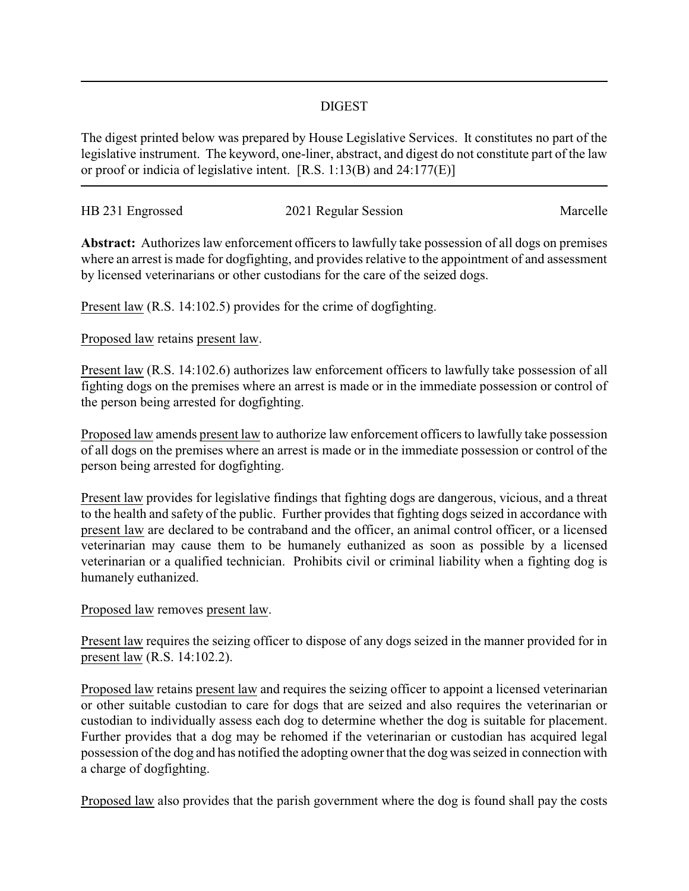# DIGEST

The digest printed below was prepared by House Legislative Services. It constitutes no part of the legislative instrument. The keyword, one-liner, abstract, and digest do not constitute part of the law or proof or indicia of legislative intent. [R.S. 1:13(B) and 24:177(E)]

HB 231 Engrossed | 2021 Regular Session | Marcelle

**Abstract:** Authorizes law enforcement officers to lawfully take possession of all dogs on premises where an arrest is made for dogfighting, and provides relative to the appointment of and assessment by licensed veterinarians or other custodians for the care of the seized dogs.

Present law (R.S. 14:102.5) provides for the crime of dogfighting.

Proposed law retains present law.

Present law (R.S. 14:102.6) authorizes law enforcement officers to lawfully take possession of all fighting dogs on the premises where an arrest is made or in the immediate possession or control of the person being arrested for dogfighting.

Proposed law amends present law to authorize law enforcement officers to lawfully take possession of all dogs on the premises where an arrest is made or in the immediate possession or control of the person being arrested for dogfighting.

Present law provides for legislative findings that fighting dogs are dangerous, vicious, and a threat to the health and safety of the public. Further provides that fighting dogs seized in accordance with present law are declared to be contraband and the officer, an animal control officer, or a licensed veterinarian may cause them to be humanely euthanized as soon as possible by a licensed veterinarian or a qualified technician. Prohibits civil or criminal liability when a fighting dog is humanely euthanized.

Proposed law removes present law.

Present law requires the seizing officer to dispose of any dogs seized in the manner provided for in present law (R.S. 14:102.2).

Proposed law retains present law and requires the seizing officer to appoint a licensed veterinarian or other suitable custodian to care for dogs that are seized and also requires the veterinarian or custodian to individually assess each dog to determine whether the dog is suitable for placement. Further provides that a dog may be rehomed if the veterinarian or custodian has acquired legal possession of the dog and has notified the adopting owner that the dog was seized in connection with a charge of dogfighting.

Proposed law also provides that the parish government where the dog is found shall pay the costs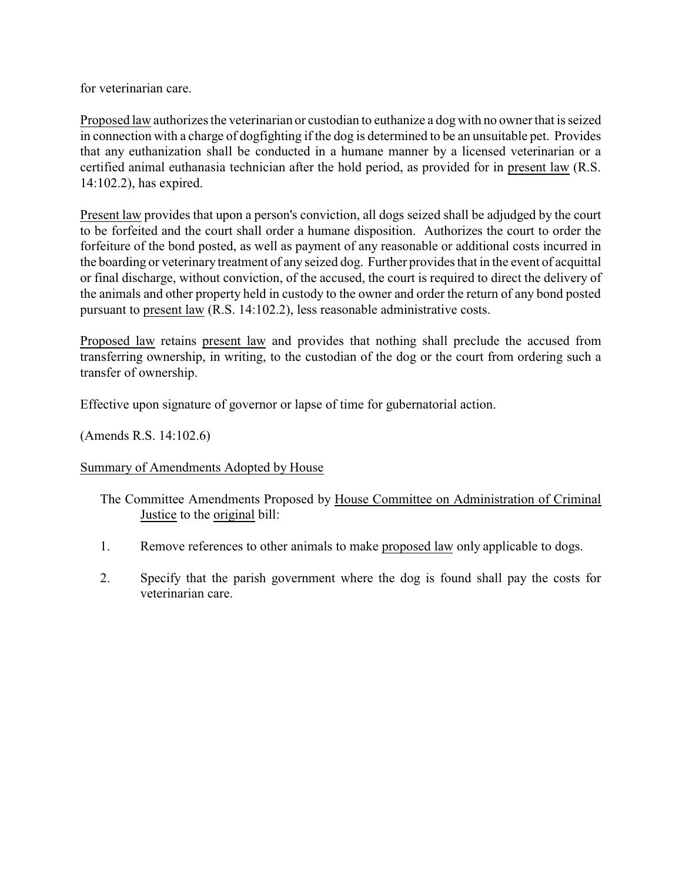for veterinarian care.

Proposed law authorizes the veterinarian or custodian to euthanize a dog with no owner that is seized in connection with a charge of dogfighting if the dog is determined to be an unsuitable pet. Provides that any euthanization shall be conducted in a humane manner by a licensed veterinarian or a certified animal euthanasia technician after the hold period, as provided for in present law (R.S. 14:102.2), has expired.

Present law provides that upon a person's conviction, all dogs seized shall be adjudged by the court to be forfeited and the court shall order a humane disposition. Authorizes the court to order the forfeiture of the bond posted, as well as payment of any reasonable or additional costs incurred in the boarding or veterinary treatment of any seized dog. Further provides that in the event of acquittal or final discharge, without conviction, of the accused, the court is required to direct the delivery of the animals and other property held in custody to the owner and order the return of any bond posted pursuant to present law (R.S. 14:102.2), less reasonable administrative costs.

Proposed law retains present law and provides that nothing shall preclude the accused from transferring ownership, in writing, to the custodian of the dog or the court from ordering such a transfer of ownership.

Effective upon signature of governor or lapse of time for gubernatorial action.

(Amends R.S. 14:102.6)

Summary of Amendments Adopted by House

The Committee Amendments Proposed by House Committee on Administration of Criminal Justice to the original bill:

1. Remove references to other animals to make proposed law only applicable to dogs.
2. Specify that the parish government where the dog is found shall pay the costs for veterinarian care.